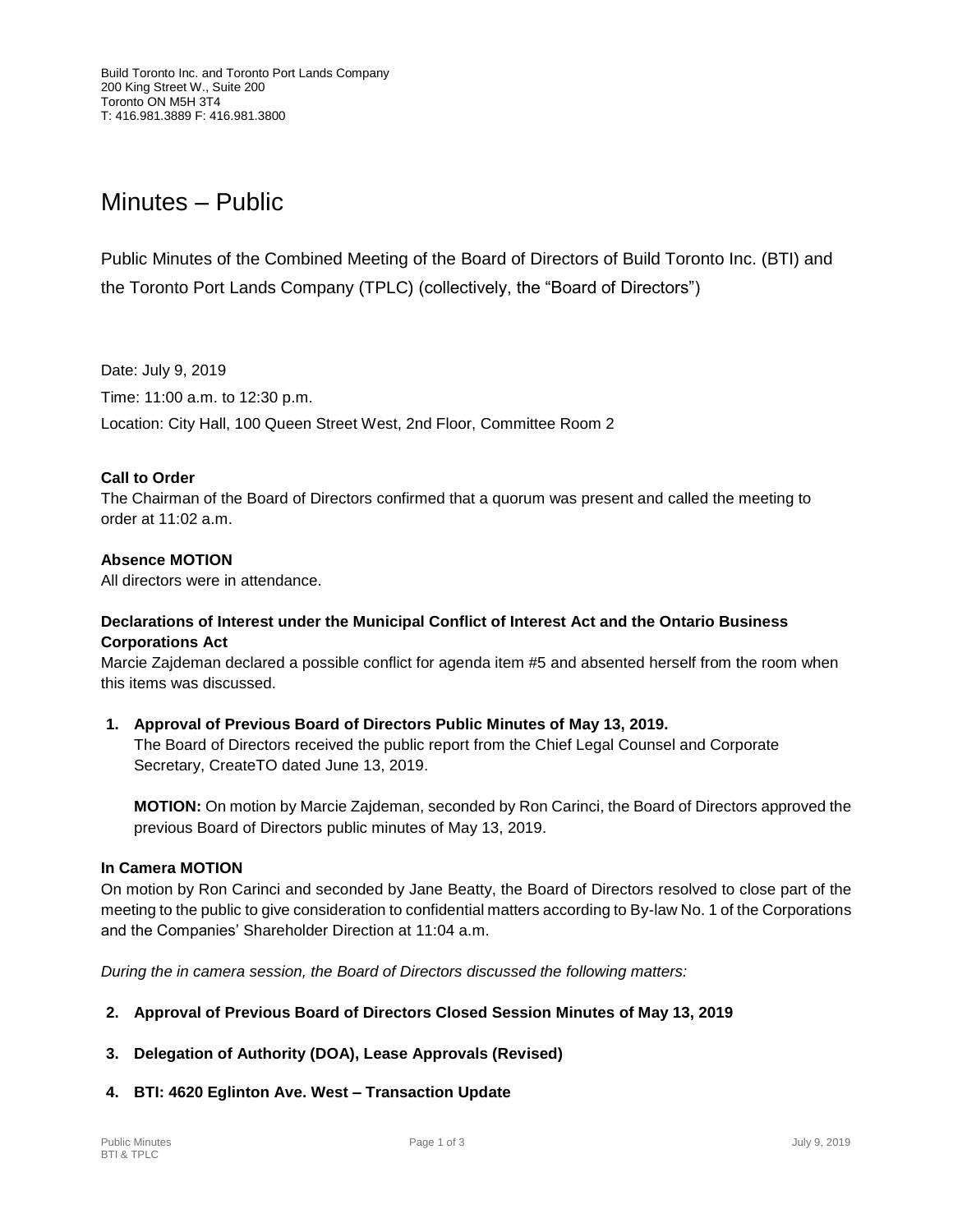Build Toronto Inc. and Toronto Port Lands Company
200 King Street W., Suite 200
Toronto ON M5H 3T4
T: 416.981.3889 F: 416.981.3800

# Minutes – Public

Public Minutes of the Combined Meeting of the Board of Directors of Build Toronto Inc. (BTI) and the Toronto Port Lands Company (TPLC) (collectively, the "Board of Directors")

Date: July 9, 2019

Time: 11:00 a.m. to 12:30 p.m.

Location: City Hall, 100 Queen Street West, 2nd Floor, Committee Room 2

**Call to Order**

The Chairman of the Board of Directors confirmed that a quorum was present and called the meeting to order at 11:02 a.m.

**Absence MOTION**

All directors were in attendance.

**Declarations of Interest under the Municipal Conflict of Interest Act and the Ontario Business Corporations Act**

Marcie Zajdeman declared a possible conflict for agenda item #5 and absented herself from the room when this items was discussed.

1. **Approval of Previous Board of Directors Public Minutes of May 13, 2019.**

   The Board of Directors received the public report from the Chief Legal Counsel and Corporate Secretary, CreateTO dated June 13, 2019.

   **MOTION:** On motion by Marcie Zajdeman, seconded by Ron Carinci, the Board of Directors approved the previous Board of Directors public minutes of May 13, 2019.

**In Camera MOTION**

On motion by Ron Carinci and seconded by Jane Beatty, the Board of Directors resolved to close part of the meeting to the public to give consideration to confidential matters according to By-law No. 1 of the Corporations and the Companies' Shareholder Direction at 11:04 a.m.

*During the in camera session, the Board of Directors discussed the following matters:*

2. **Approval of Previous Board of Directors Closed Session Minutes of May 13, 2019**

3. **Delegation of Authority (DOA), Lease Approvals (Revised)**

4. **BTI: 4620 Eglinton Ave. West – Transaction Update**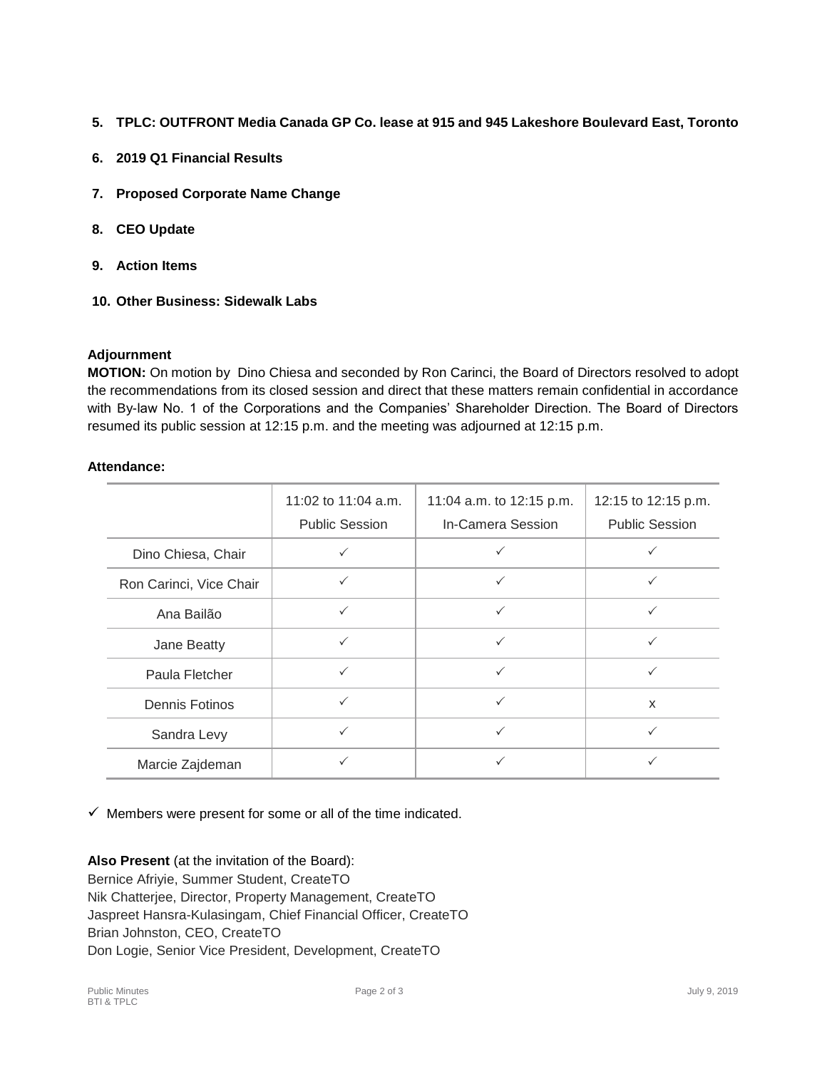5. **TPLC: OUTFRONT Media Canada GP Co. lease at 915 and 945 Lakeshore Boulevard East, Toronto**

6. **2019 Q1 Financial Results**

7. **Proposed Corporate Name Change**

8. **CEO Update**

9. **Action Items**

10. **Other Business: Sidewalk Labs**

**Adjournment**

**MOTION:** On motion by Dino Chiesa and seconded by Ron Carinci, the Board of Directors resolved to adopt the recommendations from its closed session and direct that these matters remain confidential in accordance with By-law No. 1 of the Corporations and the Companies' Shareholder Direction. The Board of Directors resumed its public session at 12:15 p.m. and the meeting was adjourned at 12:15 p.m.

**Attendance:**

| | 11:02 to 11:04 a.m. Public Session | 11:04 a.m. to 12:15 p.m. In-Camera Session | 12:15 to 12:15 p.m. Public Session |
|---|---|---|---|
| Dino Chiesa, Chair | ✓ | ✓ | ✓ |
| Ron Carinci, Vice Chair | ✓ | ✓ | ✓ |
| Ana Bailão | ✓ | ✓ | ✓ |
| Jane Beatty | ✓ | ✓ | ✓ |
| Paula Fletcher | ✓ | ✓ | ✓ |
| Dennis Fotinos | ✓ | ✓ | x |
| Sandra Levy | ✓ | ✓ | ✓ |
| Marcie Zajdeman | ✓ | ✓ | ✓ |

✓ Members were present for some or all of the time indicated.

**Also Present** (at the invitation of the Board):
Bernice Afriyie, Summer Student, CreateTO
Nik Chatterjee, Director, Property Management, CreateTO
Jaspreet Hansra-Kulasingam, Chief Financial Officer, CreateTO
Brian Johnston, CEO, CreateTO
Don Logie, Senior Vice President, Development, CreateTO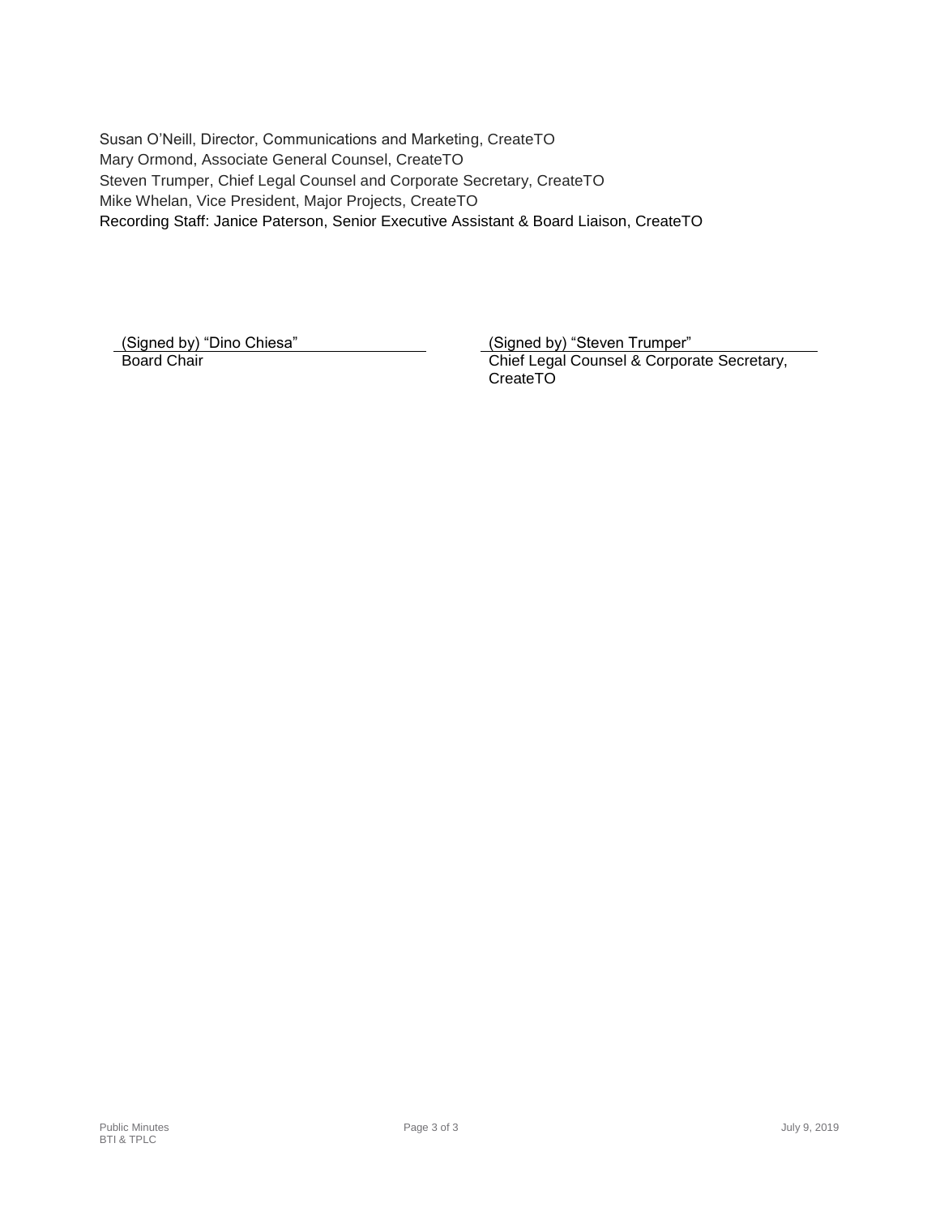Susan O'Neill, Director, Communications and Marketing, CreateTO
Mary Ormond, Associate General Counsel, CreateTO
Steven Trumper, Chief Legal Counsel and Corporate Secretary, CreateTO
Mike Whelan, Vice President, Major Projects, CreateTO
Recording Staff: Janice Paterson, Senior Executive Assistant & Board Liaison, CreateTO

(Signed by) "Dino Chiesa"
Board Chair

(Signed by) "Steven Trumper"
Chief Legal Counsel & Corporate Secretary, CreateTO